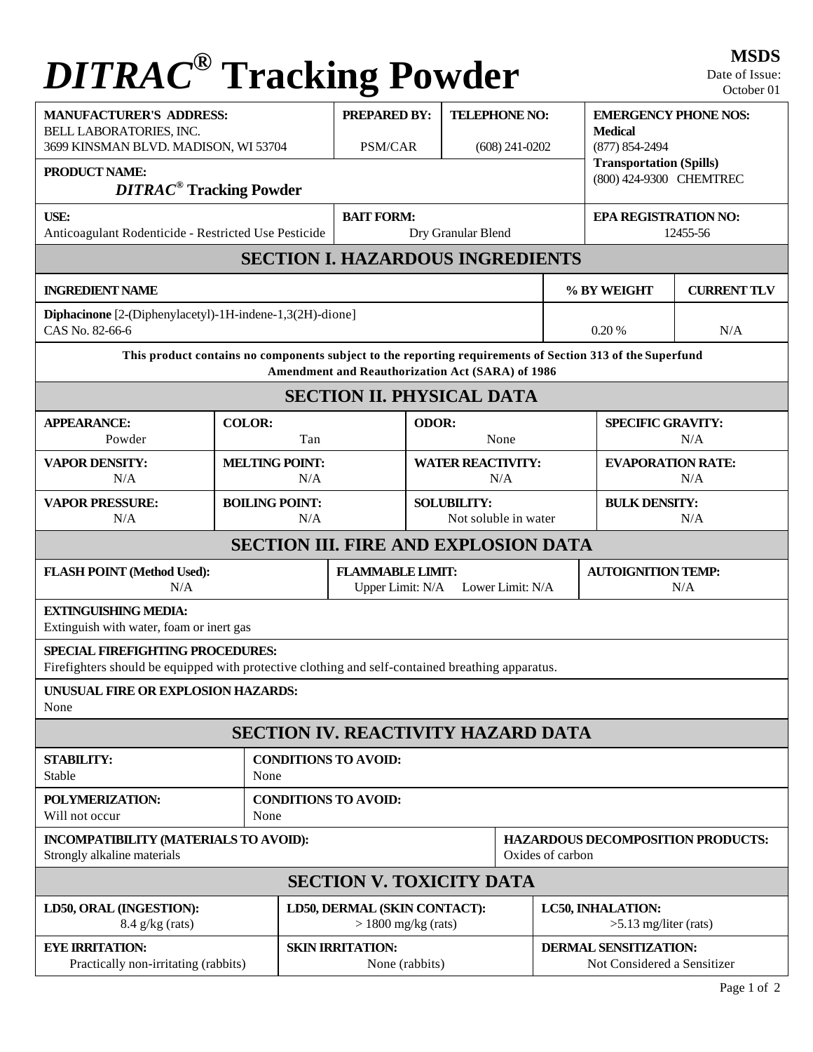# *DITRAC*® Tracking Powder

**MSDS**
Date of Issue:
October 01

| **MANUFACTURER'S ADDRESS:** | **PREPARED BY:** | **TELEPHONE NO:** | **EMERGENCY PHONE NOS:** |
|---|---|---|---|
| BELL LABORATORIES, INC.<br>3699 KINSMAN BLVD. MADISON, WI 53704 | PSM/CAR | (608) 241-0202 | **Medical**<br>(877) 854-2494<br>**Transportation (Spills)**<br>(800) 424-9300 CHEMTREC |
| **PRODUCT NAME:** *DITRAC*® **Tracking Powder** | | | |
| **USE:** Anticoagulant Rodenticide - Restricted Use Pesticide | **BAIT FORM:** Dry Granular Blend | | **EPA REGISTRATION NO:** 12455-56 |

## SECTION I. HAZARDOUS INGREDIENTS

| INGREDIENT NAME | % BY WEIGHT | CURRENT TLV |
|---|---|---|
| **Diphacinone** [2-(Diphenylacetyl)-1H-indene-1,3(2H)-dione]<br>CAS No. 82-66-6 | 0.20 % | N/A |

**This product contains no components subject to the reporting requirements of Section 313 of the Superfund Amendment and Reauthorization Act (SARA) of 1986**

## SECTION II. PHYSICAL DATA

| **APPEARANCE:** | **COLOR:** | **ODOR:** | **SPECIFIC GRAVITY:** |
|---|---|---|---|
| Powder | Tan | None | N/A |
| **VAPOR DENSITY:** | **MELTING POINT:** | **WATER REACTIVITY:** | **EVAPORATION RATE:** |
| N/A | N/A | N/A | N/A |
| **VAPOR PRESSURE:** | **BOILING POINT:** | **SOLUBILITY:** | **BULK DENSITY:** |
| N/A | N/A | Not soluble in water | N/A |

## SECTION III. FIRE AND EXPLOSION DATA

| **FLASH POINT (Method Used):** | **FLAMMABLE LIMIT:** | **AUTOIGNITION TEMP:** |
|---|---|---|
| N/A | Upper Limit: N/A Lower Limit: N/A | N/A |

**EXTINGUISHING MEDIA:**
Extinguish with water, foam or inert gas

**SPECIAL FIREFIGHTING PROCEDURES:**
Firefighters should be equipped with protective clothing and self-contained breathing apparatus.

**UNUSUAL FIRE OR EXPLOSION HAZARDS:**
None

## SECTION IV. REACTIVITY HAZARD DATA

| **STABILITY:** | **CONDITIONS TO AVOID:** |
|---|---|
| Stable | None |
| **POLYMERIZATION:** | **CONDITIONS TO AVOID:** |
| Will not occur | None |

| **INCOMPATIBILITY (MATERIALS TO AVOID):** | **HAZARDOUS DECOMPOSITION PRODUCTS:** |
|---|---|
| Strongly alkaline materials | Oxides of carbon |

## SECTION V. TOXICITY DATA

| **LD50, ORAL (INGESTION):** | **LD50, DERMAL (SKIN CONTACT):** | **LC50, INHALATION:** |
|---|---|---|
| 8.4 g/kg (rats) | > 1800 mg/kg (rats) | >5.13 mg/liter (rats) |
| **EYE IRRITATION:** | **SKIN IRRITATION:** | **DERMAL SENSITIZATION:** |
| Practically non-irritating (rabbits) | None (rabbits) | Not Considered a Sensitizer |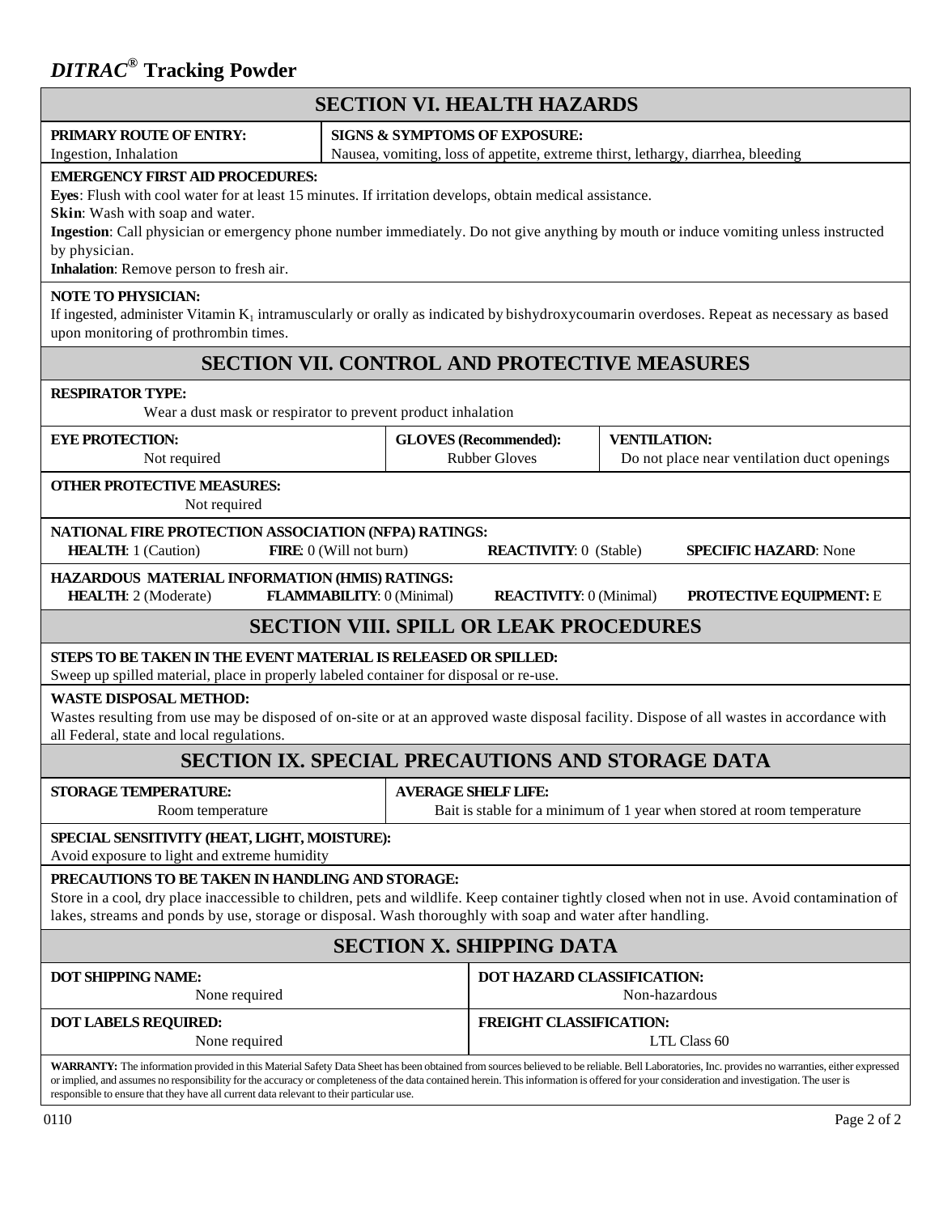# *DITRAC*® Tracking Powder

## SECTION VI. HEALTH HAZARDS

| **PRIMARY ROUTE OF ENTRY:** | **SIGNS & SYMPTOMS OF EXPOSURE:** |
|---|---|
| Ingestion, Inhalation | Nausea, vomiting, loss of appetite, extreme thirst, lethargy, diarrhea, bleeding |

**EMERGENCY FIRST AID PROCEDURES:**

**Eyes**: Flush with cool water for at least 15 minutes. If irritation develops, obtain medical assistance.
**Skin**: Wash with soap and water.
**Ingestion**: Call physician or emergency phone number immediately. Do not give anything by mouth or induce vomiting unless instructed by physician.
**Inhalation**: Remove person to fresh air.

**NOTE TO PHYSICIAN:**
If ingested, administer Vitamin $K_1$ intramuscularly or orally as indicated by bishydroxycoumarin overdoses. Repeat as necessary as based upon monitoring of prothrombin times.

## SECTION VII. CONTROL AND PROTECTIVE MEASURES

**RESPIRATOR TYPE:**
Wear a dust mask or respirator to prevent product inhalation

| **EYE PROTECTION:** | **GLOVES (Recommended):** | **VENTILATION:** |
|---|---|---|
| Not required | Rubber Gloves | Do not place near ventilation duct openings |

**OTHER PROTECTIVE MEASURES:**
Not required

**NATIONAL FIRE PROTECTION ASSOCIATION (NFPA) RATINGS:**
**HEALTH**: 1 (Caution) **FIRE**: 0 (Will not burn) **REACTIVITY**: 0 (Stable) **SPECIFIC HAZARD**: None

**HAZARDOUS MATERIAL INFORMATION (HMIS) RATINGS:**
**HEALTH**: 2 (Moderate) **FLAMMABILITY**: 0 (Minimal) **REACTIVITY**: 0 (Minimal) **PROTECTIVE EQUIPMENT:** E

## SECTION VIII. SPILL OR LEAK PROCEDURES

**STEPS TO BE TAKEN IN THE EVENT MATERIAL IS RELEASED OR SPILLED:**
Sweep up spilled material, place in properly labeled container for disposal or re-use.

**WASTE DISPOSAL METHOD:**
Wastes resulting from use may be disposed of on-site or at an approved waste disposal facility. Dispose of all wastes in accordance with all Federal, state and local regulations.

## SECTION IX. SPECIAL PRECAUTIONS AND STORAGE DATA

| **STORAGE TEMPERATURE:** | **AVERAGE SHELF LIFE:** |
|---|---|
| Room temperature | Bait is stable for a minimum of 1 year when stored at room temperature |

**SPECIAL SENSITIVITY (HEAT, LIGHT, MOISTURE):**
Avoid exposure to light and extreme humidity

**PRECAUTIONS TO BE TAKEN IN HANDLING AND STORAGE:**
Store in a cool, dry place inaccessible to children, pets and wildlife. Keep container tightly closed when not in use. Avoid contamination of lakes, streams and ponds by use, storage or disposal. Wash thoroughly with soap and water after handling.

## SECTION X. SHIPPING DATA

| **DOT SHIPPING NAME:** | **DOT HAZARD CLASSIFICATION:** |
|---|---|
| None required | Non-hazardous |
| **DOT LABELS REQUIRED:** | **FREIGHT CLASSIFICATION:** |
| None required | LTL Class 60 |

**WARRANTY:** The information provided in this Material Safety Data Sheet has been obtained from sources believed to be reliable. Bell Laboratories, Inc. provides no warranties, either expressed or implied, and assumes no responsibility for the accuracy or completeness of the data contained herein. This information is offered for your consideration and investigation. The user is responsible to ensure that they have all current data relevant to their particular use.

0110